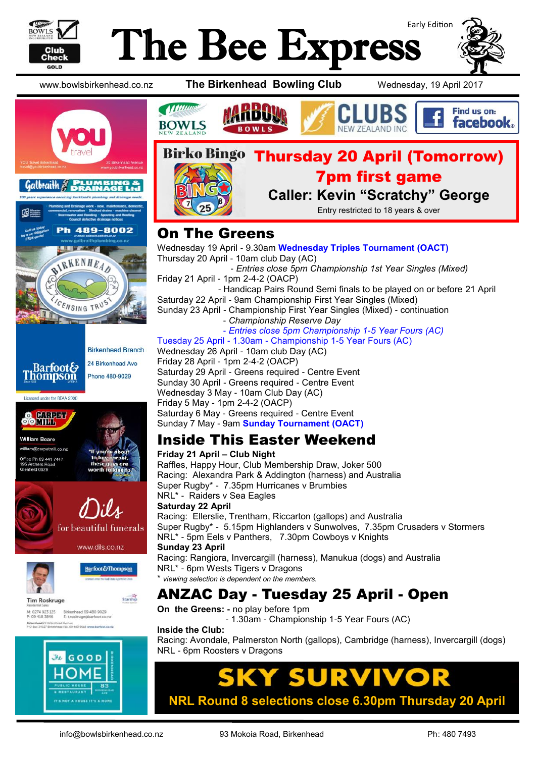# The Bee Express

Early Edition

www.bowlsbirkenhead.co.nz **The Birkenhead Bowling Club** Wednesday, 19 April 2017

## Birko Bingo

**Thursday 20 April (Tomorrow)**

**7pm first game**

**Caller: Kevin "Scratchy" George**

Entry restricted to 18 years & over

## On The Greens

Wednesday 19 April - 9.30am **Wednesday Triples Tournament (OACT)**
Thursday 20 April - 10am club Day (AC)
- *Entries close 5pm Championship 1st Year Singles (Mixed)*

Friday 21 April - 1pm 2-4-2 (OACP)
- Handicap Pairs Round Semi finals to be played on or before 21 April

Saturday 22 April - 9am Championship First Year Singles (Mixed)
Sunday 23 April - Championship First Year Singles (Mixed) - continuation
- *Championship Reserve Day*
- *Entries close 5pm Championship 1-5 Year Fours (AC)*

Tuesday 25 April - 1.30am - Championship 1-5 Year Fours (AC)
Wednesday 26 April - 10am club Day (AC)
Friday 28 April - 1pm 2-4-2 (OACP)
Saturday 29 April - Greens required - Centre Event
Sunday 30 April - Greens required - Centre Event
Wednesday 3 May - 10am Club Day (AC)
Friday 5 May - 1pm 2-4-2 (OACP)
Saturday 6 May - Greens required - Centre Event
Sunday 7 May - 9am **Sunday Tournament (OACT)**

## Inside This Easter Weekend

**Friday 21 April – Club Night**
Raffles, Happy Hour, Club Membership Draw, Joker 500
Racing: Alexandra Park & Addington (harness) and Australia
Super Rugby* - 7.35pm Hurricanes v Brumbies
NRL* - Raiders v Sea Eagles

**Saturday 22 April**
Racing: Ellerslie, Trentham, Riccarton (gallops) and Australia
Super Rugby* - 5.15pm Highlanders v Sunwolves, 7.35pm Crusaders v Stormers
NRL* - 5pm Eels v Panthers, 7.30pm Cowboys v Knights

**Sunday 23 April**
Racing: Rangiora, Invercargill (harness), Manukua (dogs) and Australia
NRL* - 6pm Wests Tigers v Dragons

\* *viewing selection is dependent on the members.*

## ANZAC Day - Tuesday 25 April - Open

**On the Greens: -** no play before 1pm
- 1.30am - Championship 1-5 Year Fours (AC)

**Inside the Club:**
Racing: Avondale, Palmerston North (gallops), Cambridge (harness), Invercargill (dogs)
NRL - 6pm Roosters v Dragons

## SKY SURVIVOR

**NRL Round 8 selections close 6.30pm Thursday 20 April**

---

YOU Travel Birkenhead — 20 Birkenhead Avenue — travel@youbirkenhead.co.nz — www.youbirkenhead.co.nz

Galbraith Plumbing & Drainage Ltd — 100 years experience servicing Auckland's plumbing and drainage needs — Ph 489-8002 — www.galbraithplumbing.co.nz

Birkenhead Licensing Trust

Barfoot & Thompson — Birkenhead Branch — 24 Birkenhead Ave — Phone 480-9029

Carpet Mill — William Beare — william@carpetmill.co.nz — Office Ph 09 441 7447 — 195 Archers Road Glenfield 0629 — "If you're about to buy carpet, these guys are worth talking to."

Dils for beautiful funerals — www.dils.co.nz

Barfoot & Thompson — Tim Roskruge — Residential Sales — M: 0274 923 125 — P: 09 418 3846 — Birkenhead 09 480 9029 — E: t.roskruge@barfoot.co.nz

The Good Home — Public House & Restaurant — 83 Birkenhead Ave — It's not a house it's a home

---

info@bowlsbirkenhead.co.nz 93 Mokoia Road, Birkenhead Ph: 480 7493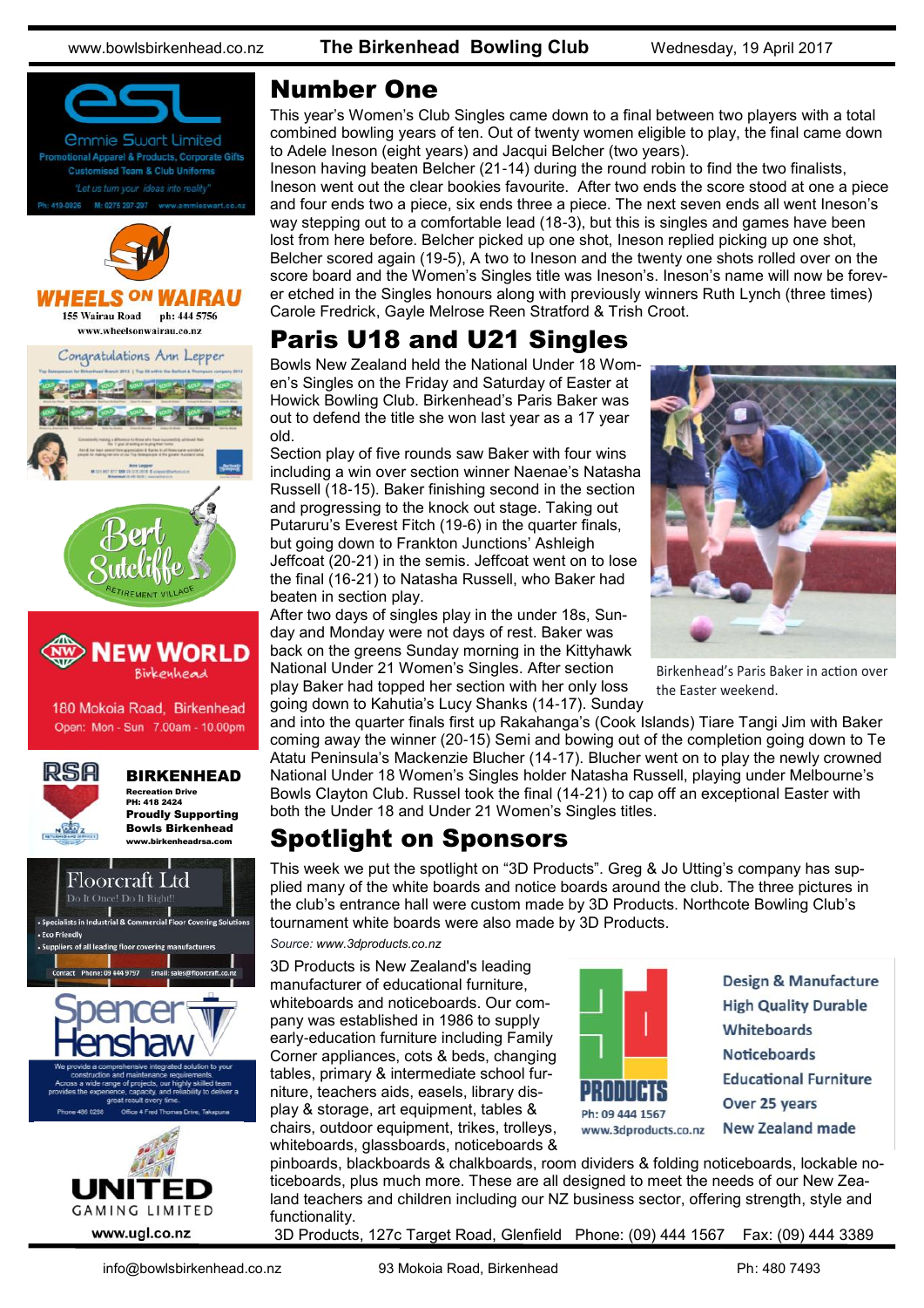## Number One

This year's Women's Club Singles came down to a final between two players with a total combined bowling years of ten. Out of twenty women eligible to play, the final came down to Adele Ineson (eight years) and Jacqui Belcher (two years).

Ineson having beaten Belcher (21-14) during the round robin to find the two finalists, Ineson went out the clear bookies favourite. After two ends the score stood at one a piece and four ends two a piece, six ends three a piece. The next seven ends all went Ineson's way stepping out to a comfortable lead (18-3), but this is singles and games have been lost from here before. Belcher picked up one shot, Ineson replied picking up one shot, Belcher scored again (19-5), A two to Ineson and the twenty one shots rolled over on the score board and the Women's Singles title was Ineson's. Ineson's name will now be forever etched in the Singles honours along with previously winners Ruth Lynch (three times) Carole Fredrick, Gayle Melrose Reen Stratford & Trish Croot.

## Paris U18 and U21 Singles

Bowls New Zealand held the National Under 18 Women's Singles on the Friday and Saturday of Easter at Howick Bowling Club. Birkenhead's Paris Baker was out to defend the title she won last year as a 17 year old.

Section play of five rounds saw Baker with four wins including a win over section winner Naenae's Natasha Russell (18-15). Baker finishing second in the section and progressing to the knock out stage. Taking out Putaruru's Everest Fitch (19-6) in the quarter finals, but going down to Frankton Junctions' Ashleigh Jeffcoat (20-21) in the semis. Jeffcoat went on to lose the final (16-21) to Natasha Russell, who Baker had beaten in section play.

After two days of singles play in the under 18s, Sunday and Monday were not days of rest. Baker was back on the greens Sunday morning in the Kittyhawk National Under 21 Women's Singles. After section play Baker had topped her section with her only loss going down to Kahutia's Lucy Shanks (14-17). Sunday and into the quarter finals first up Rakahanga's (Cook Islands) Tiare Tangi Jim with Baker coming away the winner (20-15) Semi and bowing out of the completion going down to Te Atatu Peninsula's Mackenzie Blucher (14-17). Blucher went on to play the newly crowned National Under 18 Women's Singles holder Natasha Russell, playing under Melbourne's Bowls Clayton Club. Russel took the final (14-21) to cap off an exceptional Easter with both the Under 18 and Under 21 Women's Singles titles.

Birkenhead's Paris Baker in action over the Easter weekend.

## Spotlight on Sponsors

This week we put the spotlight on "3D Products". Greg & Jo Utting's company has supplied many of the white boards and notice boards around the club. The three pictures in the club's entrance hall were custom made by 3D Products. Northcote Bowling Club's tournament white boards were also made by 3D Products.

*Source: www.3dproducts.co.nz*

3D Products is New Zealand's leading manufacturer of educational furniture, whiteboards and noticeboards. Our company was established in 1986 to supply early-education furniture including Family Corner appliances, cots & beds, changing tables, primary & intermediate school furniture, teachers aids, easels, library display & storage, art equipment, tables & chairs, outdoor equipment, trikes, trolleys, whiteboards, glassboards, noticeboards & pinboards, blackboards & chalkboards, room dividers & folding noticeboards, lockable noticeboards, plus much more. These are all designed to meet the needs of our New Zealand teachers and children including our NZ business sector, offering strength, style and functionality.

3D Products, 127c Target Road, Glenfield Phone: (09) 444 1567 Fax: (09) 444 3389